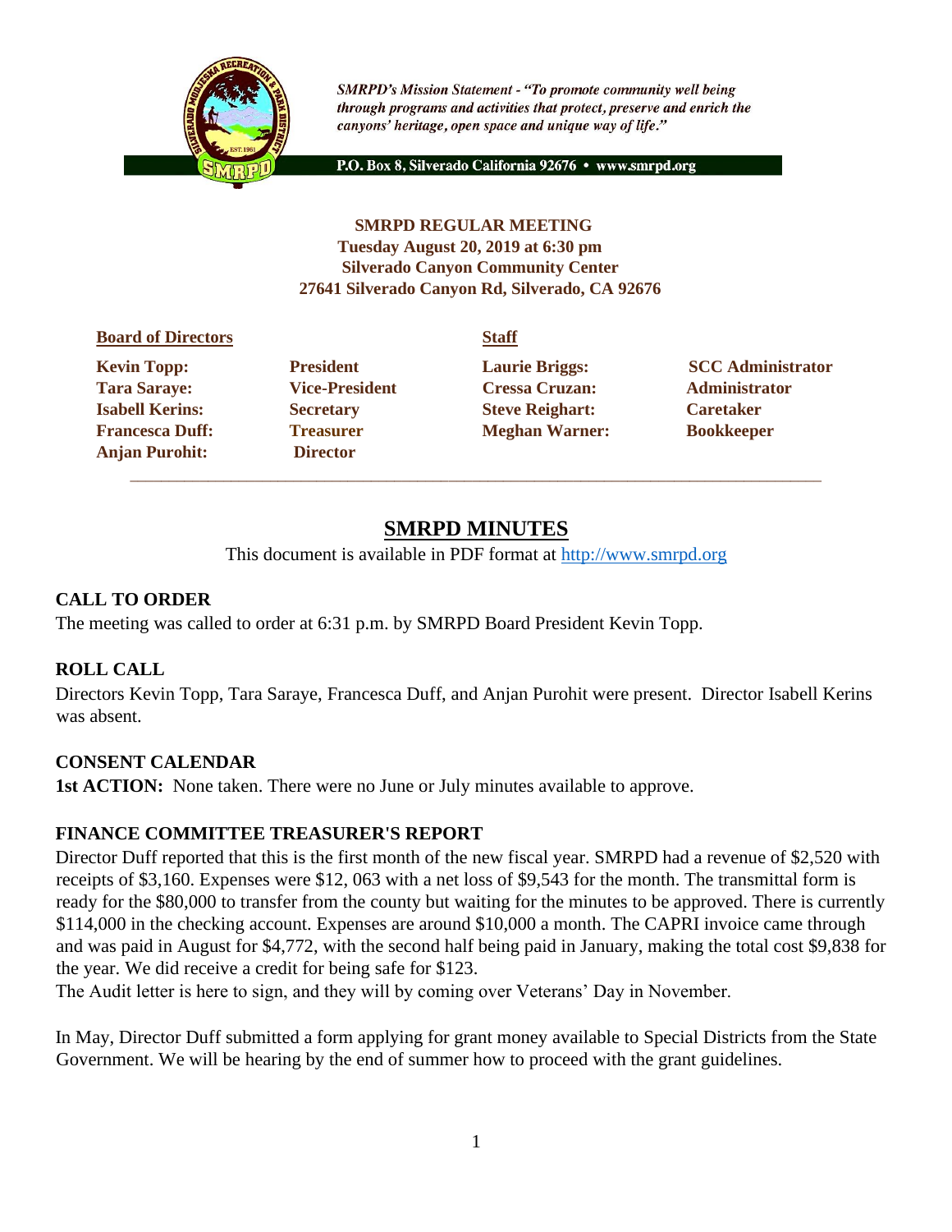*SMRPD's Mission Statement - "To promote community well being through programs and activities that protect, preserve and enrich the canyons' heritage, open space and unique way of life."*

P.O. Box 8, Silverado California 92676 • www.smrpd.org

**SMRPD REGULAR MEETING**
**Tuesday August 20, 2019 at 6:30 pm**
**Silverado Canyon Community Center**
**27641 Silverado Canyon Rd, Silverado, CA 92676**

| Board of Directors | | Staff | |
|---|---|---|---|
| **Kevin Topp:** | **President** | **Laurie Briggs:** | **SCC Administrator** |
| **Tara Saraye:** | **Vice-President** | **Cressa Cruzan:** | **Administrator** |
| **Isabell Kerins:** | **Secretary** | **Steve Reighart:** | **Caretaker** |
| **Francesca Duff:** | **Treasurer** | **Meghan Warner:** | **Bookkeeper** |
| **Anjan Purohit:** | **Director** | | |

# SMRPD MINUTES

This document is available in PDF format at http://www.smrpd.org

## CALL TO ORDER

The meeting was called to order at 6:31 p.m. by SMRPD Board President Kevin Topp.

## ROLL CALL

Directors Kevin Topp, Tara Saraye, Francesca Duff, and Anjan Purohit were present. Director Isabell Kerins was absent.

## CONSENT CALENDAR

**1st ACTION:** None taken. There were no June or July minutes available to approve.

## FINANCE COMMITTEE TREASURER'S REPORT

Director Duff reported that this is the first month of the new fiscal year. SMRPD had a revenue of $2,520 with receipts of $3,160. Expenses were $12, 063 with a net loss of $9,543 for the month. The transmittal form is ready for the $80,000 to transfer from the county but waiting for the minutes to be approved. There is currently $114,000 in the checking account. Expenses are around $10,000 a month. The CAPRI invoice came through and was paid in August for $4,772, with the second half being paid in January, making the total cost $9,838 for the year. We did receive a credit for being safe for $123.

The Audit letter is here to sign, and they will by coming over Veterans' Day in November.

In May, Director Duff submitted a form applying for grant money available to Special Districts from the State Government. We will be hearing by the end of summer how to proceed with the grant guidelines.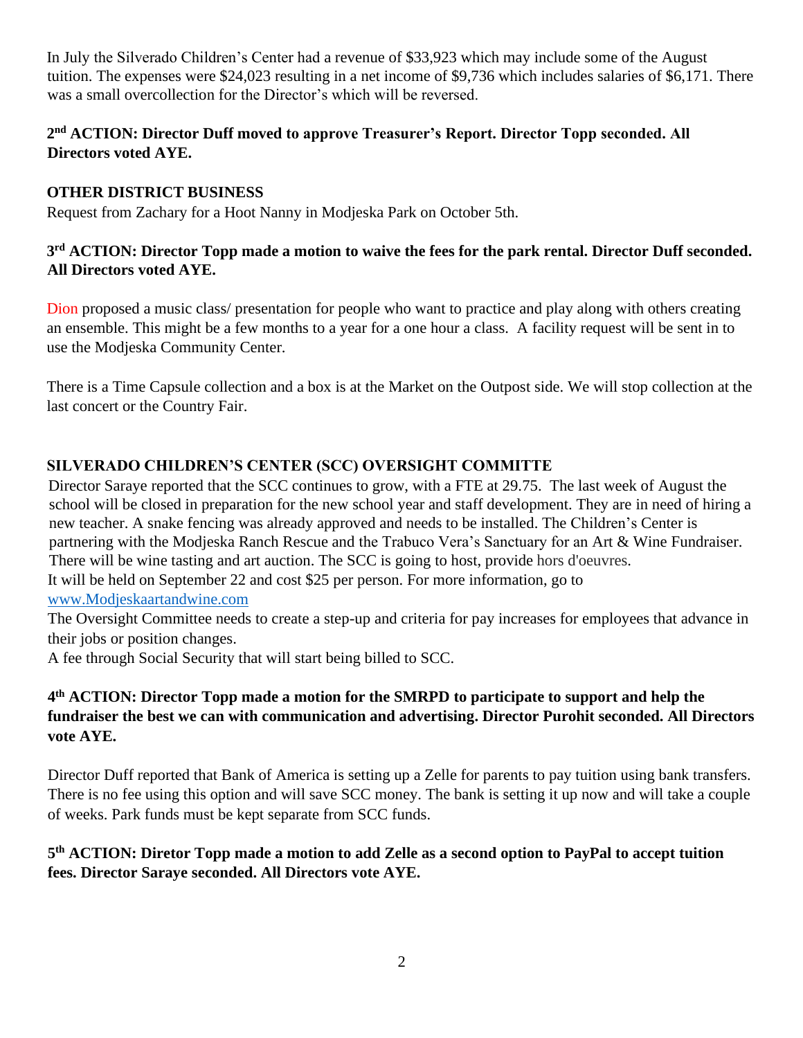In July the Silverado Children's Center had a revenue of $33,923 which may include some of the August tuition. The expenses were $24,023 resulting in a net income of $9,736 which includes salaries of $6,171. There was a small overcollection for the Director's which will be reversed.

**2nd ACTION: Director Duff moved to approve Treasurer's Report. Director Topp seconded. All Directors voted AYE.**

**OTHER DISTRICT BUSINESS**

Request from Zachary for a Hoot Nanny in Modjeska Park on October 5th.

**3rd ACTION: Director Topp made a motion to waive the fees for the park rental. Director Duff seconded. All Directors voted AYE.**

Dion proposed a music class/ presentation for people who want to practice and play along with others creating an ensemble. This might be a few months to a year for a one hour a class. A facility request will be sent in to use the Modjeska Community Center.

There is a Time Capsule collection and a box is at the Market on the Outpost side. We will stop collection at the last concert or the Country Fair.

**SILVERADO CHILDREN'S CENTER (SCC) OVERSIGHT COMMITTE**

Director Saraye reported that the SCC continues to grow, with a FTE at 29.75. The last week of August the school will be closed in preparation for the new school year and staff development. They are in need of hiring a new teacher. A snake fencing was already approved and needs to be installed. The Children's Center is partnering with the Modjeska Ranch Rescue and the Trabuco Vera's Sanctuary for an Art & Wine Fundraiser. There will be wine tasting and art auction. The SCC is going to host, provide hors d'oeuvres.
It will be held on September 22 and cost $25 per person. For more information, go to
www.Modjeskaartandwine.com

The Oversight Committee needs to create a step-up and criteria for pay increases for employees that advance in their jobs or position changes.
A fee through Social Security that will start being billed to SCC.

**4th ACTION: Director Topp made a motion for the SMRPD to participate to support and help the fundraiser the best we can with communication and advertising. Director Purohit seconded. All Directors vote AYE.**

Director Duff reported that Bank of America is setting up a Zelle for parents to pay tuition using bank transfers. There is no fee using this option and will save SCC money. The bank is setting it up now and will take a couple of weeks. Park funds must be kept separate from SCC funds.

**5th ACTION: Diretor Topp made a motion to add Zelle as a second option to PayPal to accept tuition fees. Director Saraye seconded. All Directors vote AYE.**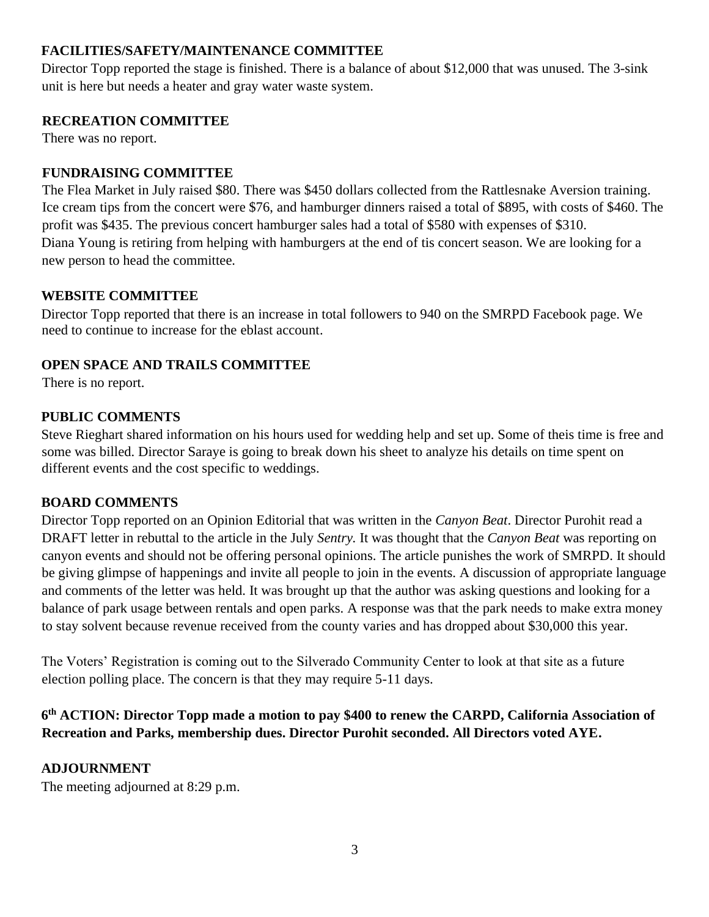### FACILITIES/SAFETY/MAINTENANCE COMMITTEE

Director Topp reported the stage is finished. There is a balance of about $12,000 that was unused. The 3-sink unit is here but needs a heater and gray water waste system.

### RECREATION COMMITTEE

There was no report.

### FUNDRAISING COMMITTEE

The Flea Market in July raised $80. There was $450 dollars collected from the Rattlesnake Aversion training. Ice cream tips from the concert were $76, and hamburger dinners raised a total of $895, with costs of $460. The profit was $435. The previous concert hamburger sales had a total of $580 with expenses of $310. Diana Young is retiring from helping with hamburgers at the end of tis concert season. We are looking for a new person to head the committee.

### WEBSITE COMMITTEE

Director Topp reported that there is an increase in total followers to 940 on the SMRPD Facebook page. We need to continue to increase for the eblast account.

### OPEN SPACE AND TRAILS COMMITTEE

There is no report.

### PUBLIC COMMENTS

Steve Rieghart shared information on his hours used for wedding help and set up. Some of theis time is free and some was billed. Director Saraye is going to break down his sheet to analyze his details on time spent on different events and the cost specific to weddings.

### BOARD COMMENTS

Director Topp reported on an Opinion Editorial that was written in the *Canyon Beat*. Director Purohit read a DRAFT letter in rebuttal to the article in the July *Sentry.* It was thought that the *Canyon Beat* was reporting on canyon events and should not be offering personal opinions. The article punishes the work of SMRPD. It should be giving glimpse of happenings and invite all people to join in the events. A discussion of appropriate language and comments of the letter was held. It was brought up that the author was asking questions and looking for a balance of park usage between rentals and open parks. A response was that the park needs to make extra money to stay solvent because revenue received from the county varies and has dropped about $30,000 this year.

The Voters' Registration is coming out to the Silverado Community Center to look at that site as a future election polling place. The concern is that they may require 5-11 days.

**6th ACTION: Director Topp made a motion to pay $400 to renew the CARPD, California Association of Recreation and Parks, membership dues. Director Purohit seconded. All Directors voted AYE.**

### ADJOURNMENT

The meeting adjourned at 8:29 p.m.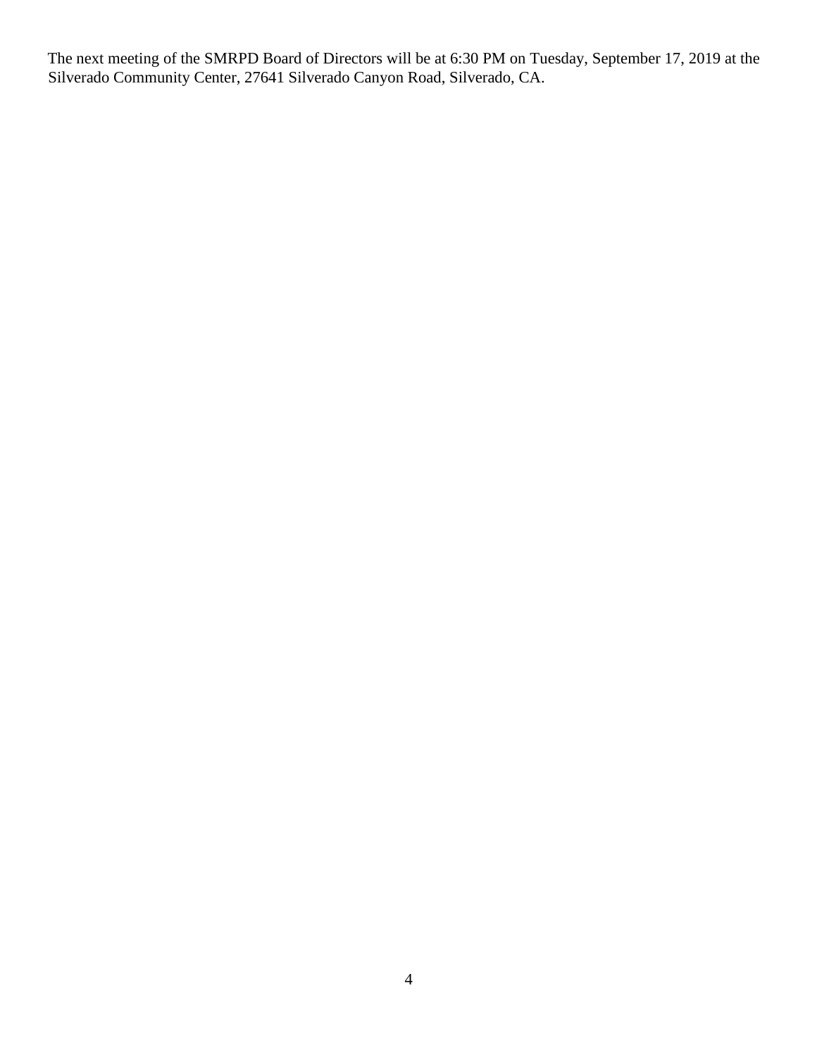The next meeting of the SMRPD Board of Directors will be at 6:30 PM on Tuesday, September 17, 2019 at the Silverado Community Center, 27641 Silverado Canyon Road, Silverado, CA.